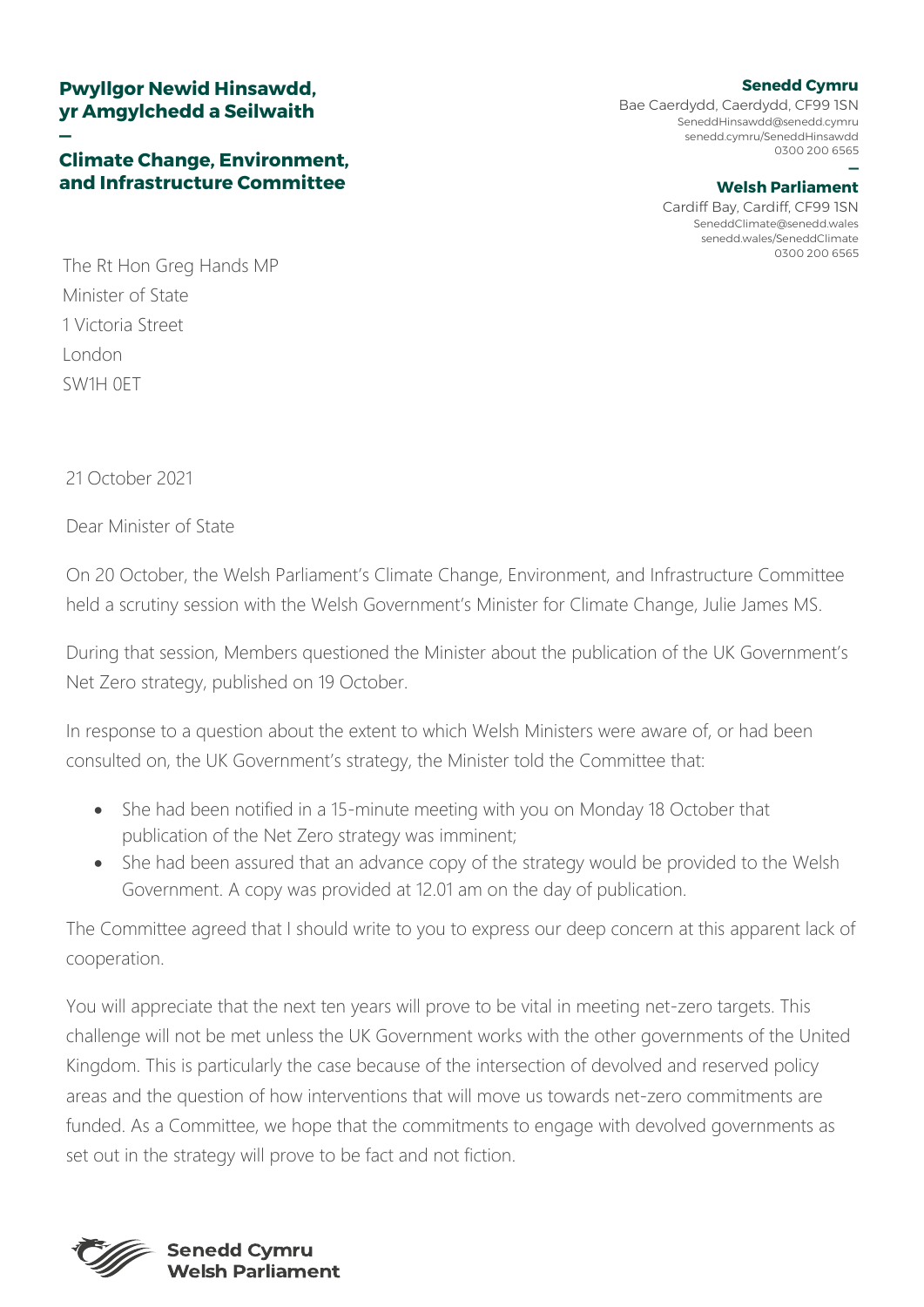**Pwyllgor Newid Hinsawdd, yr Amgylchedd a Seilwaith**

—

**Climate Change, Environment, and Infrastructure Committee**

**Senedd Cymru**
Bae Caerdydd, Caerdydd, CF99 1SN
SeneddHinsawdd@senedd.cymru
senedd.cymru/SeneddHinsawdd
0300 200 6565

—

**Welsh Parliament**
Cardiff Bay, Cardiff, CF99 1SN
SeneddClimate@senedd.wales
senedd.wales/SeneddClimate
0300 200 6565

The Rt Hon Greg Hands MP
Minister of State
1 Victoria Street
London
SW1H 0ET

21 October 2021

Dear Minister of State

On 20 October, the Welsh Parliament's Climate Change, Environment, and Infrastructure Committee held a scrutiny session with the Welsh Government's Minister for Climate Change, Julie James MS.

During that session, Members questioned the Minister about the publication of the UK Government's Net Zero strategy, published on 19 October.

In response to a question about the extent to which Welsh Ministers were aware of, or had been consulted on, the UK Government's strategy, the Minister told the Committee that:

- She had been notified in a 15-minute meeting with you on Monday 18 October that publication of the Net Zero strategy was imminent;
- She had been assured that an advance copy of the strategy would be provided to the Welsh Government. A copy was provided at 12.01 am on the day of publication.

The Committee agreed that I should write to you to express our deep concern at this apparent lack of cooperation.

You will appreciate that the next ten years will prove to be vital in meeting net-zero targets. This challenge will not be met unless the UK Government works with the other governments of the United Kingdom. This is particularly the case because of the intersection of devolved and reserved policy areas and the question of how interventions that will move us towards net-zero commitments are funded. As a Committee, we hope that the commitments to engage with devolved governments as set out in the strategy will prove to be fact and not fiction.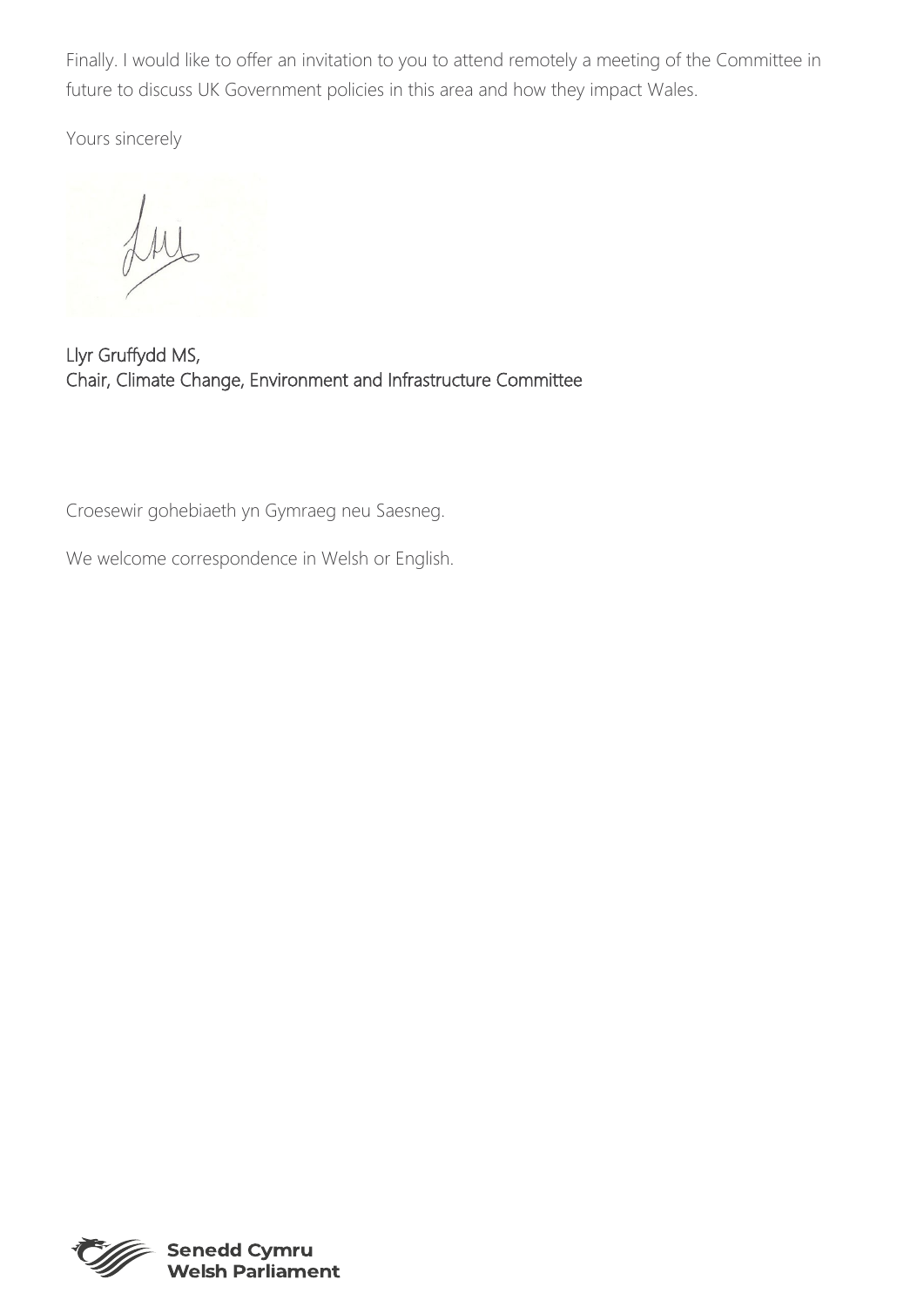Finally. I would like to offer an invitation to you to attend remotely a meeting of the Committee in future to discuss UK Government policies in this area and how they impact Wales.

Yours sincerely

Llyr Gruffydd MS,
Chair, Climate Change, Environment and Infrastructure Committee

Croesewir gohebiaeth yn Gymraeg neu Saesneg.

We welcome correspondence in Welsh or English.

**Senedd Cymru**
**Welsh Parliament**